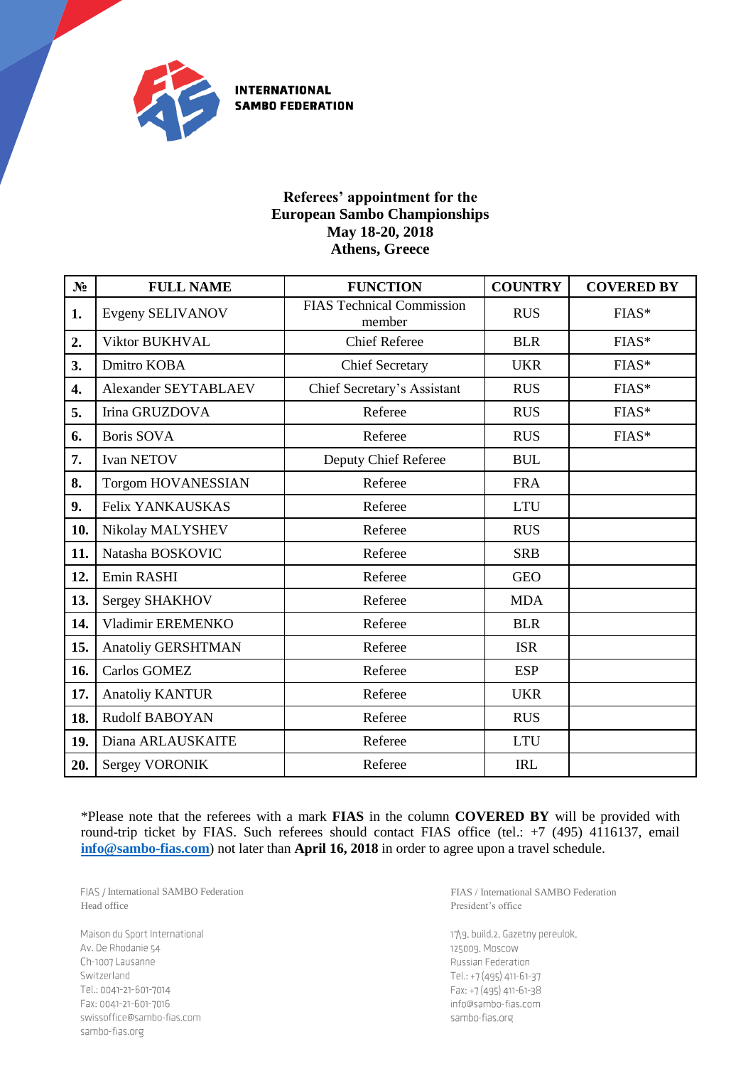INTERNATIONAL SAMBO FEDERATION

**Referees' appointment for the European Sambo Championships May 18-20, 2018 Athens, Greece**

| № | FULL NAME | FUNCTION | COUNTRY | COVERED BY |
|---|---|---|---|---|
| 1. | Evgeny SELIVANOV | FIAS Technical Commission member | RUS | FIAS* |
| 2. | Viktor BUKHVAL | Chief Referee | BLR | FIAS* |
| 3. | Dmitro KOBA | Chief Secretary | UKR | FIAS* |
| 4. | Alexander SEYTABLAEV | Chief Secretary's Assistant | RUS | FIAS* |
| 5. | Irina GRUZDOVA | Referee | RUS | FIAS* |
| 6. | Boris SOVA | Referee | RUS | FIAS* |
| 7. | Ivan NETOV | Deputy Chief Referee | BUL | |
| 8. | Torgom HOVANESSIAN | Referee | FRA | |
| 9. | Felix YANKAUSKAS | Referee | LTU | |
| 10. | Nikolay MALYSHEV | Referee | RUS | |
| 11. | Natasha BOSKOVIC | Referee | SRB | |
| 12. | Emin RASHI | Referee | GEO | |
| 13. | Sergey SHAKHOV | Referee | MDA | |
| 14. | Vladimir EREMENKO | Referee | BLR | |
| 15. | Anatoliy GERSHTMAN | Referee | ISR | |
| 16. | Carlos GOMEZ | Referee | ESP | |
| 17. | Anatoliy KANTUR | Referee | UKR | |
| 18. | Rudolf BABOYAN | Referee | RUS | |
| 19. | Diana ARLAUSKAITE | Referee | LTU | |
| 20. | Sergey VORONIK | Referee | IRL | |

*Please note that the referees with a mark **FIAS** in the column **COVERED BY** will be provided with round-trip ticket by FIAS. Such referees should contact FIAS office (tel.: +7 (495) 4116137, email **info@sambo-fias.com**) not later than **April 16, 2018** in order to agree upon a travel schedule.

FIAS / International SAMBO Federation
Head office

Maison du Sport International
Av. De Rhodanie 54
Ch-1007 Lausanne
Switzerland
Tel.: 0041-21-601-7014
Fax: 0041-21-601-7016
swissoffice@sambo-fias.com
sambo-fias.org

FIAS / International SAMBO Federation
President's office

17\9, build.2, Gazetny pereulok,
125009, Moscow
Russian Federation
Tel.: +7 (495) 411-61-37
Fax: +7 (495) 411-61-38
info@sambo-fias.com
sambo-fias.org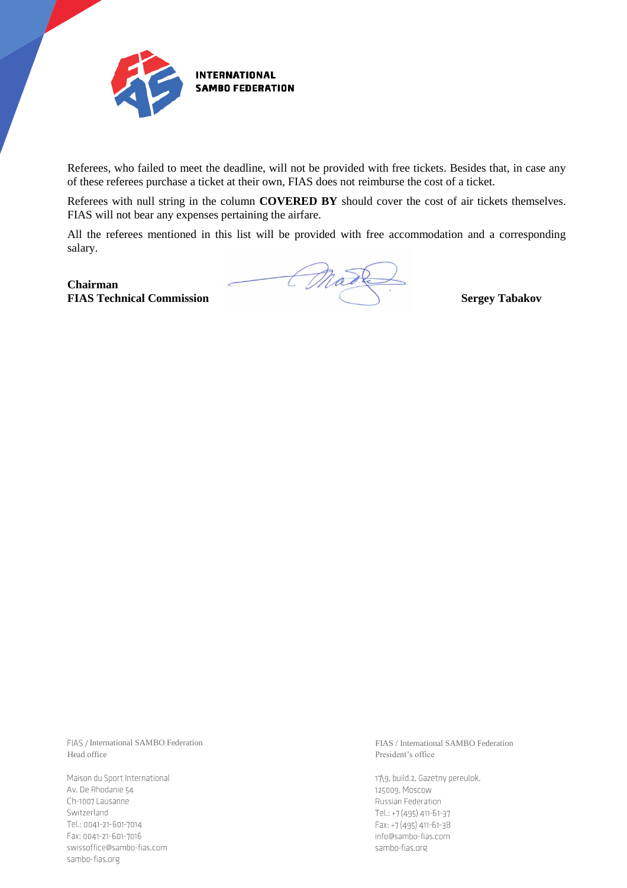Referees, who failed to meet the deadline, will not be provided with free tickets. Besides that, in case any of these referees purchase a ticket at their own, FIAS does not reimburse the cost of a ticket.

Referees with null string in the column **COVERED BY** should cover the cost of air tickets themselves. FIAS will not bear any expenses pertaining the airfare.

All the referees mentioned in this list will be provided with free accommodation and a corresponding salary.

**Chairman**
**FIAS Technical Commission** **Sergey Tabakov**

FIAS / International SAMBO Federation
Head office

Maison du Sport International
Av. De Rhodanie 54
Ch-1007 Lausanne
Switzerland
Tel.: 0041-21-601-7014
Fax: 0041-21-601-7016
swissoffice@sambo-fias.com
sambo-fias.org

FIAS / International SAMBO Federation
President's office

17\9, build.2, Gazetny pereulok,
125009, Moscow
Russian Federation
Tel.: +7 (495) 411-61-37
Fax: +7 (495) 411-61-38
info@sambo-fias.com
sambo-fias.org